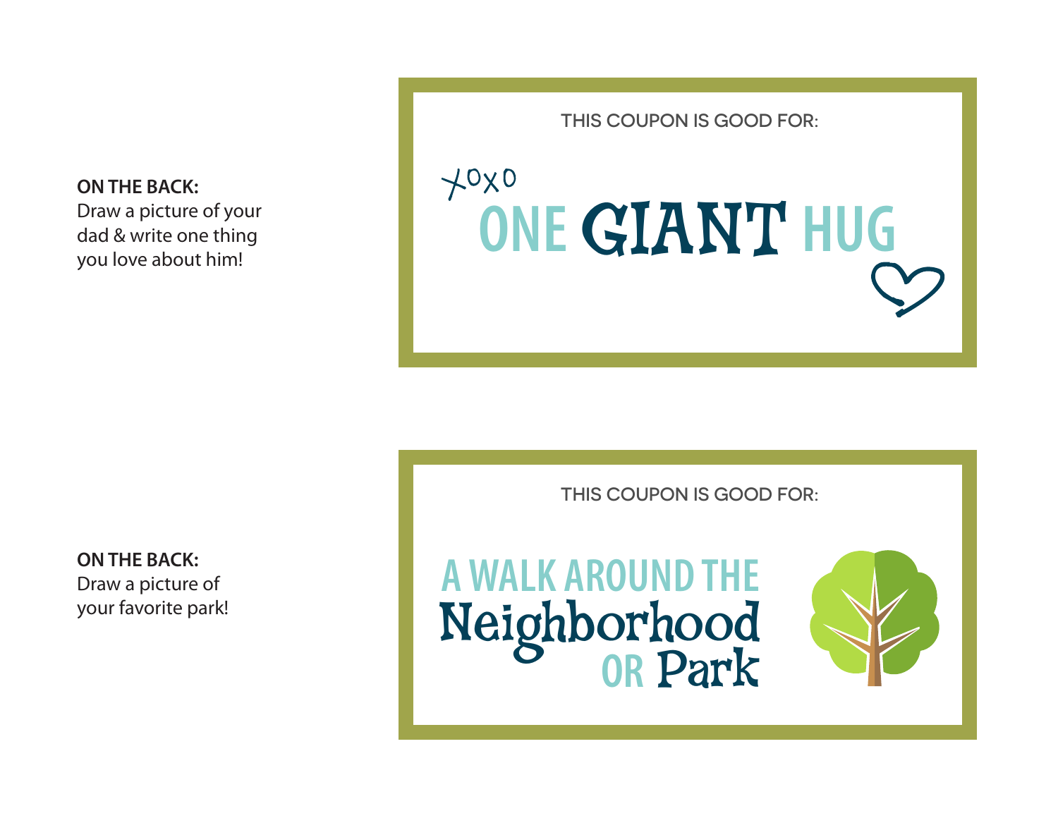**ON THE BACK:**
Draw a picture of your dad & write one thing you love about him!

THIS COUPON IS GOOD FOR:

xoxo

ONE GIANT HUG

**ON THE BACK:**
Draw a picture of your favorite park!

THIS COUPON IS GOOD FOR:

A WALK AROUND THE Neighborhood OR Park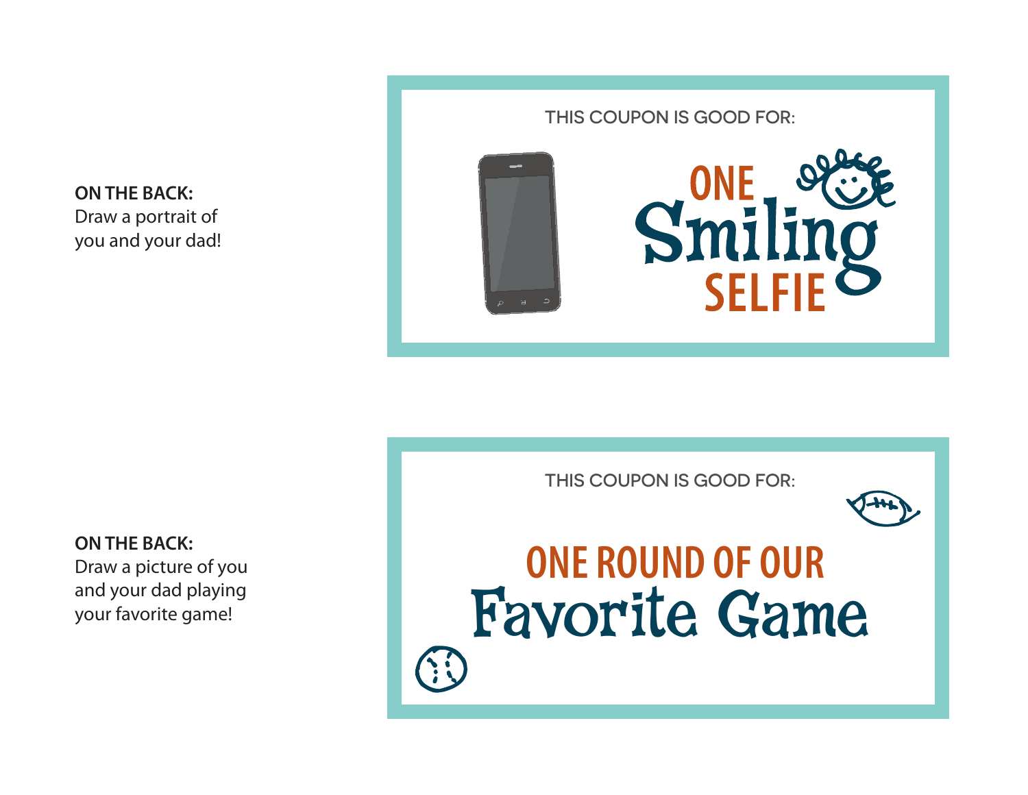**ON THE BACK:**
Draw a portrait of you and your dad!

THIS COUPON IS GOOD FOR:

ONE Smiling SELFIE

**ON THE BACK:**
Draw a picture of you and your dad playing your favorite game!

THIS COUPON IS GOOD FOR:

ONE ROUND OF OUR Favorite Game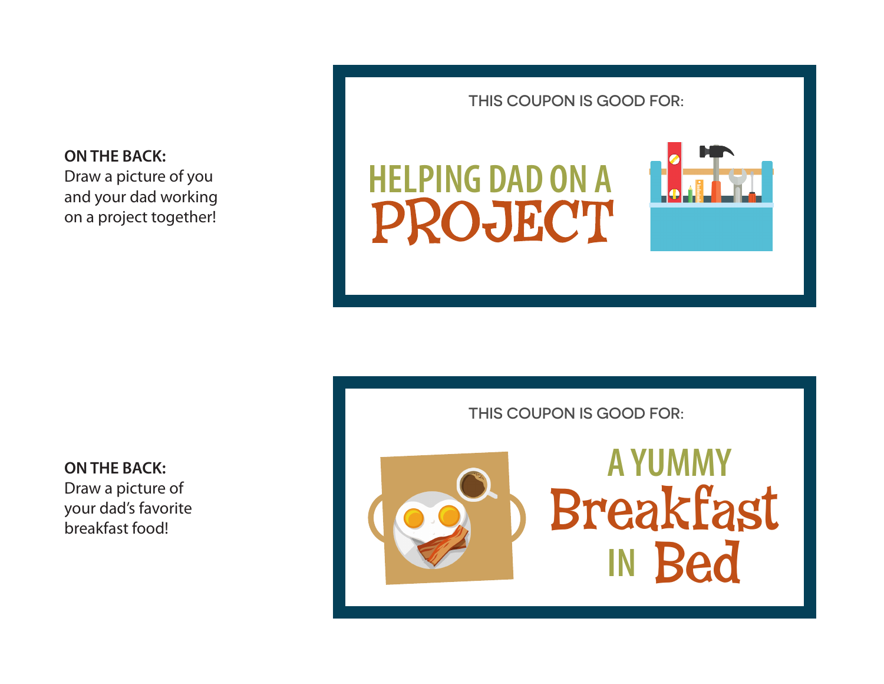**ON THE BACK:**
Draw a picture of you and your dad working on a project together!

THIS COUPON IS GOOD FOR:

HELPING DAD ON A PROJECT

**ON THE BACK:**
Draw a picture of your dad's favorite breakfast food!

THIS COUPON IS GOOD FOR:

A YUMMY Breakfast IN Bed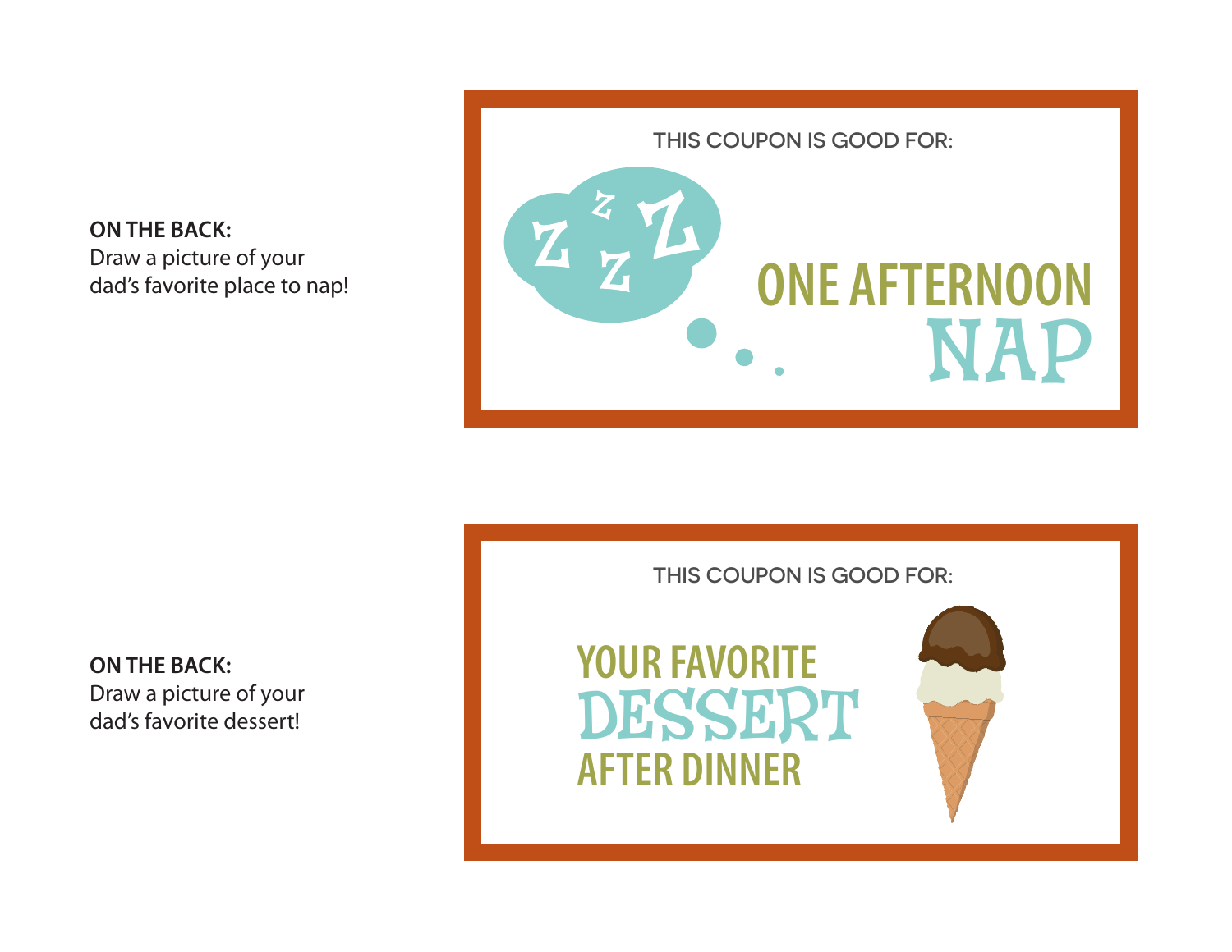**ON THE BACK:**
Draw a picture of your dad's favorite place to nap!

THIS COUPON IS GOOD FOR:

Z z Z z

ONE AFTERNOON
NAP

**ON THE BACK:**
Draw a picture of your dad's favorite dessert!

THIS COUPON IS GOOD FOR:

YOUR FAVORITE
DESSERT
AFTER DINNER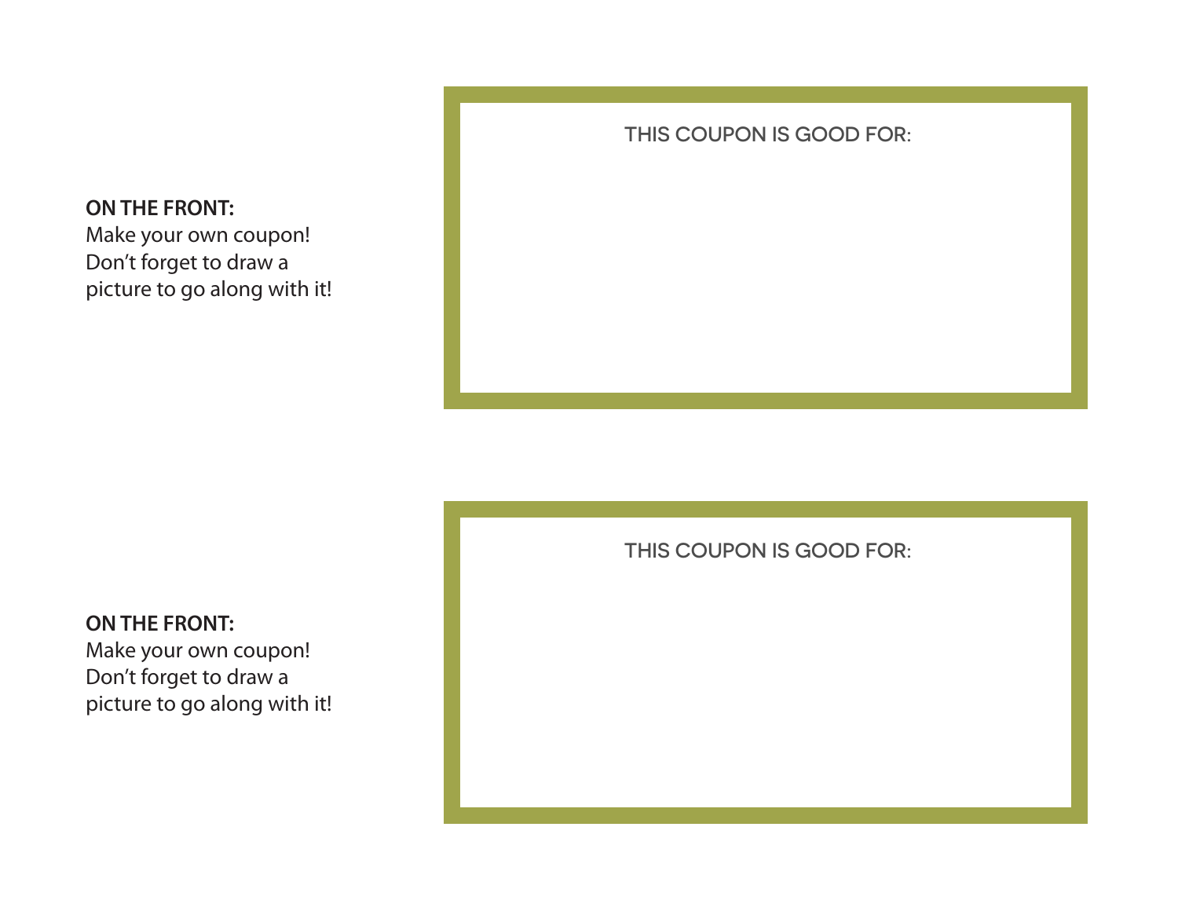**ON THE FRONT:**
Make your own coupon!
Don't forget to draw a
picture to go along with it!

THIS COUPON IS GOOD FOR:

**ON THE FRONT:**
Make your own coupon!
Don't forget to draw a
picture to go along with it!

THIS COUPON IS GOOD FOR: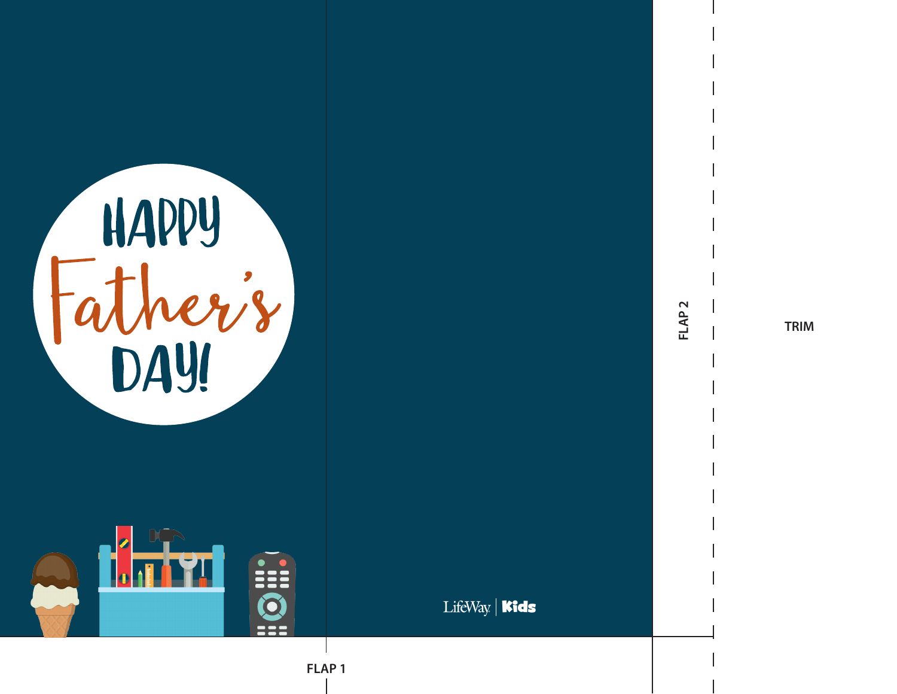HAPPY

Father's

DAY!

LifeWay | Kids

FLAP 2

TRIM

FLAP 1